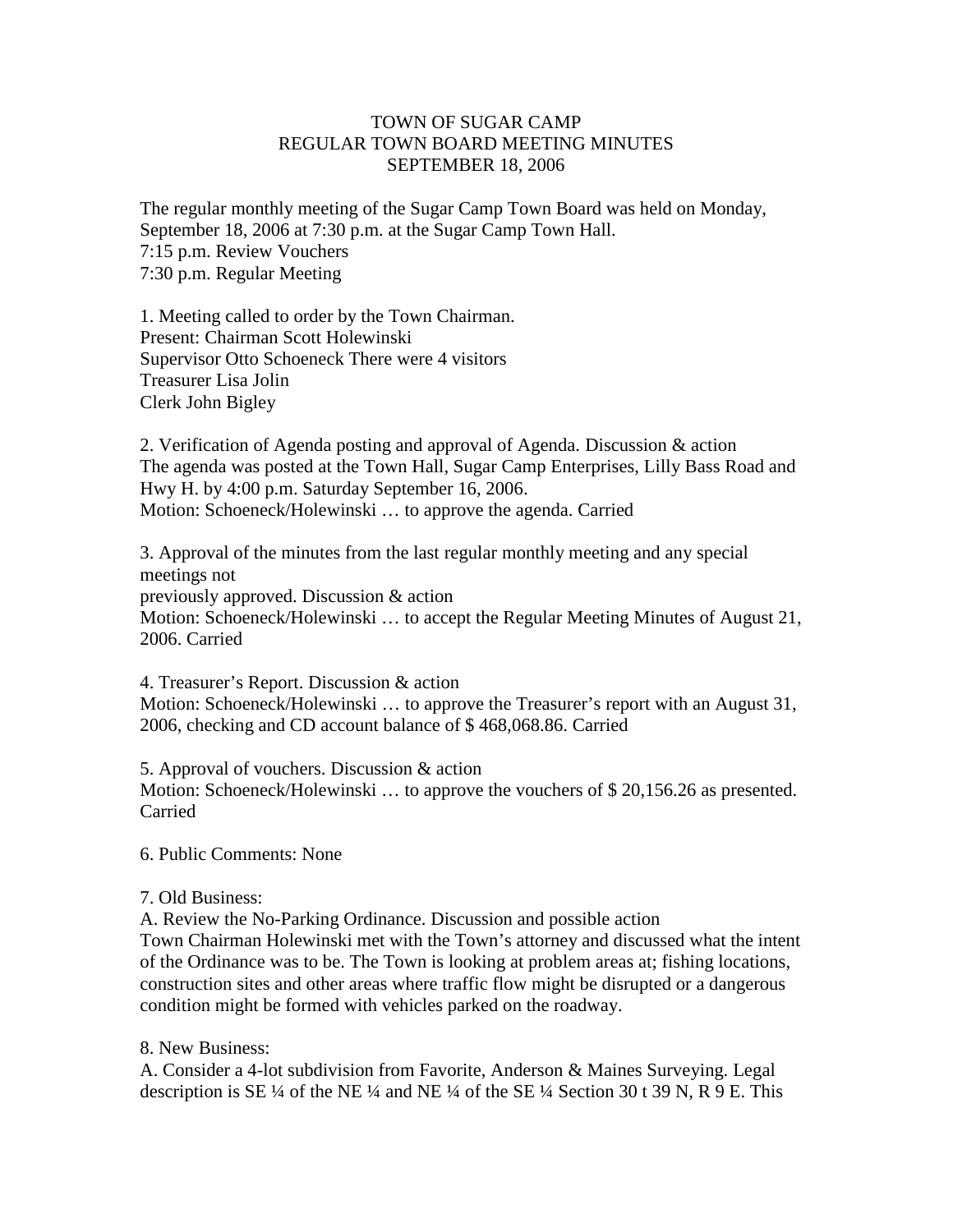# TOWN OF SUGAR CAMP
## REGULAR TOWN BOARD MEETING MINUTES
### SEPTEMBER 18, 2006

The regular monthly meeting of the Sugar Camp Town Board was held on Monday, September 18, 2006 at 7:30 p.m. at the Sugar Camp Town Hall.
7:15 p.m. Review Vouchers
7:30 p.m. Regular Meeting

1. Meeting called to order by the Town Chairman.
Present: Chairman Scott Holewinski
Supervisor Otto Schoeneck There were 4 visitors
Treasurer Lisa Jolin
Clerk John Bigley

2. Verification of Agenda posting and approval of Agenda. Discussion & action
The agenda was posted at the Town Hall, Sugar Camp Enterprises, Lilly Bass Road and Hwy H. by 4:00 p.m. Saturday September 16, 2006.
Motion: Schoeneck/Holewinski … to approve the agenda. Carried

3. Approval of the minutes from the last regular monthly meeting and any special meetings not
previously approved. Discussion & action
Motion: Schoeneck/Holewinski … to accept the Regular Meeting Minutes of August 21, 2006. Carried

4. Treasurer's Report. Discussion & action
Motion: Schoeneck/Holewinski … to approve the Treasurer's report with an August 31, 2006, checking and CD account balance of $ 468,068.86. Carried

5. Approval of vouchers. Discussion & action
Motion: Schoeneck/Holewinski … to approve the vouchers of $ 20,156.26 as presented. Carried

6. Public Comments: None

7. Old Business:
A. Review the No-Parking Ordinance. Discussion and possible action
Town Chairman Holewinski met with the Town's attorney and discussed what the intent of the Ordinance was to be. The Town is looking at problem areas at; fishing locations, construction sites and other areas where traffic flow might be disrupted or a dangerous condition might be formed with vehicles parked on the roadway.

8. New Business:
A. Consider a 4-lot subdivision from Favorite, Anderson & Maines Surveying. Legal description is SE ¼ of the NE ¼ and NE ¼ of the SE ¼ Section 30 t 39 N, R 9 E. This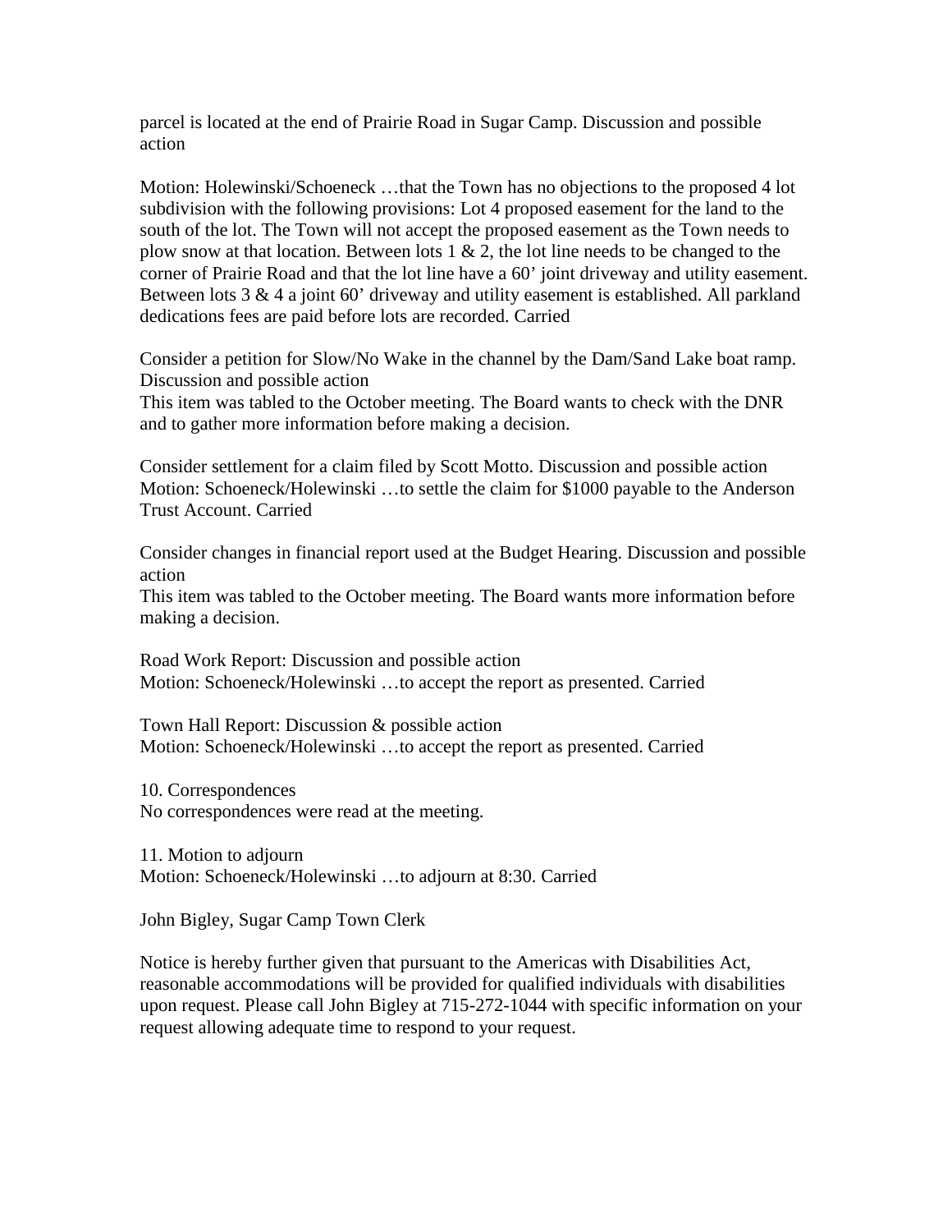parcel is located at the end of Prairie Road in Sugar Camp. Discussion and possible action

Motion: Holewinski/Schoeneck …that the Town has no objections to the proposed 4 lot subdivision with the following provisions: Lot 4 proposed easement for the land to the south of the lot. The Town will not accept the proposed easement as the Town needs to plow snow at that location. Between lots 1 & 2, the lot line needs to be changed to the corner of Prairie Road and that the lot line have a 60' joint driveway and utility easement. Between lots 3 & 4 a joint 60' driveway and utility easement is established. All parkland dedications fees are paid before lots are recorded. Carried

Consider a petition for Slow/No Wake in the channel by the Dam/Sand Lake boat ramp. Discussion and possible action
This item was tabled to the October meeting. The Board wants to check with the DNR and to gather more information before making a decision.

Consider settlement for a claim filed by Scott Motto. Discussion and possible action
Motion: Schoeneck/Holewinski …to settle the claim for $1000 payable to the Anderson Trust Account. Carried

Consider changes in financial report used at the Budget Hearing. Discussion and possible action
This item was tabled to the October meeting. The Board wants more information before making a decision.

Road Work Report: Discussion and possible action
Motion: Schoeneck/Holewinski …to accept the report as presented. Carried

Town Hall Report: Discussion & possible action
Motion: Schoeneck/Holewinski …to accept the report as presented. Carried

10. Correspondences
No correspondences were read at the meeting.

11. Motion to adjourn
Motion: Schoeneck/Holewinski …to adjourn at 8:30. Carried

John Bigley, Sugar Camp Town Clerk

Notice is hereby further given that pursuant to the Americas with Disabilities Act, reasonable accommodations will be provided for qualified individuals with disabilities upon request. Please call John Bigley at 715-272-1044 with specific information on your request allowing adequate time to respond to your request.